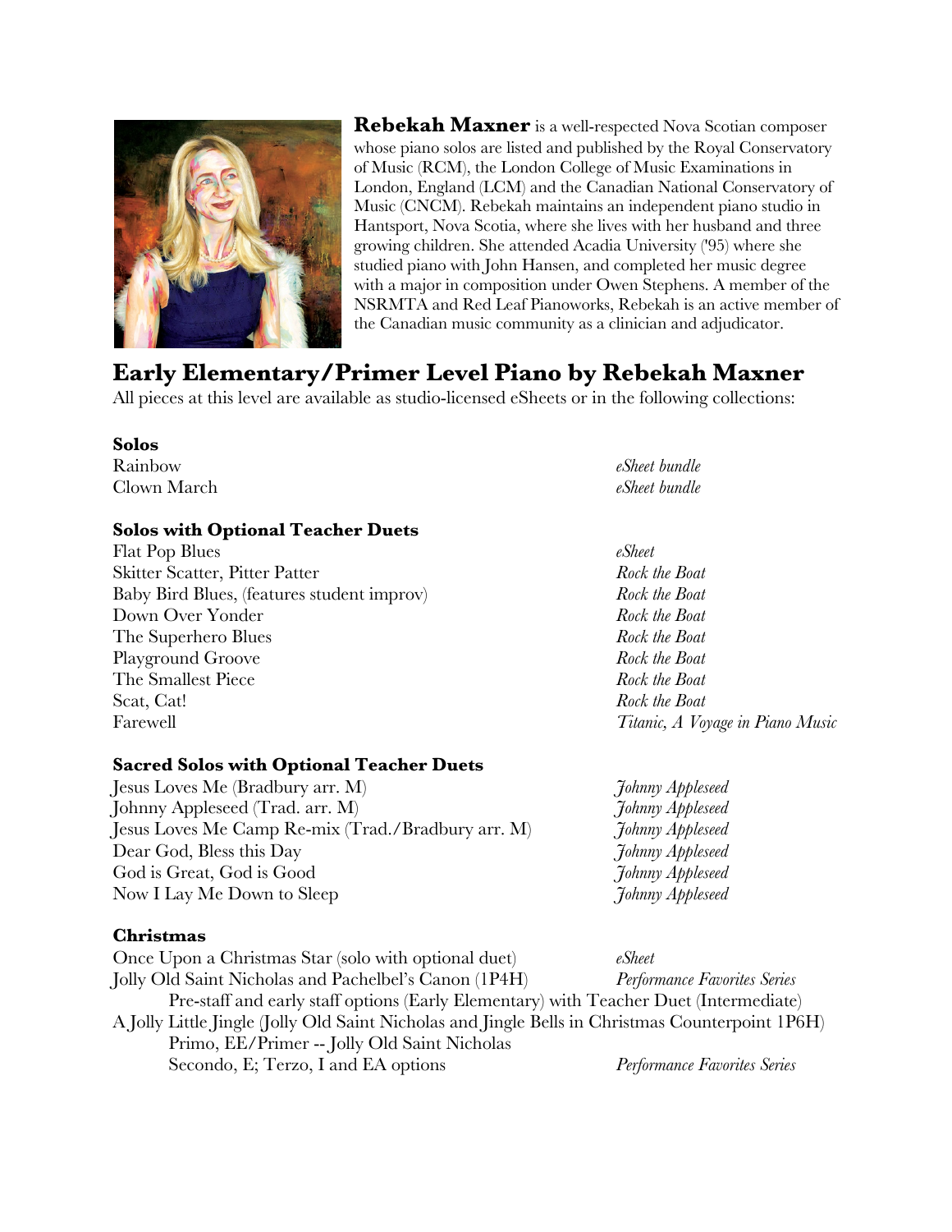**Rebekah Maxner** is a well-respected Nova Scotian composer whose piano solos are listed and published by the Royal Conservatory of Music (RCM), the London College of Music Examinations in London, England (LCM) and the Canadian National Conservatory of Music (CNCM). Rebekah maintains an independent piano studio in Hantsport, Nova Scotia, where she lives with her husband and three growing children. She attended Acadia University ('95) where she studied piano with John Hansen, and completed her music degree with a major in composition under Owen Stephens. A member of the NSRMTA and Red Leaf Pianoworks, Rebekah is an active member of the Canadian music community as a clinician and adjudicator.

## Early Elementary/Primer Level Piano by Rebekah Maxner

All pieces at this level are available as studio-licensed eSheets or in the following collections:

### Solos

| | |
|---|---|
| Rainbow | *eSheet bundle* |
| Clown March | *eSheet bundle* |

### Solos with Optional Teacher Duets

| | |
|---|---|
| Flat Pop Blues | *eSheet* |
| Skitter Scatter, Pitter Patter | *Rock the Boat* |
| Baby Bird Blues, (features student improv) | *Rock the Boat* |
| Down Over Yonder | *Rock the Boat* |
| The Superhero Blues | *Rock the Boat* |
| Playground Groove | *Rock the Boat* |
| The Smallest Piece | *Rock the Boat* |
| Scat, Cat! | *Rock the Boat* |
| Farewell | *Titanic, A Voyage in Piano Music* |

### Sacred Solos with Optional Teacher Duets

| | |
|---|---|
| Jesus Loves Me (Bradbury arr. M) | *Johnny Appleseed* |
| Johnny Appleseed (Trad. arr. M) | *Johnny Appleseed* |
| Jesus Loves Me Camp Re-mix (Trad./Bradbury arr. M) | *Johnny Appleseed* |
| Dear God, Bless this Day | *Johnny Appleseed* |
| God is Great, God is Good | *Johnny Appleseed* |
| Now I Lay Me Down to Sleep | *Johnny Appleseed* |

### Christmas

Once Upon a Christmas Star (solo with optional duet) — *eSheet*

Jolly Old Saint Nicholas and Pachelbel's Canon (1P4H) — *Performance Favorites Series*
  Pre-staff and early staff options (Early Elementary) with Teacher Duet (Intermediate)

A Jolly Little Jingle (Jolly Old Saint Nicholas and Jingle Bells in Christmas Counterpoint 1P6H)
  Primo, EE/Primer -- Jolly Old Saint Nicholas
  Secondo, E; Terzo, I and EA options — *Performance Favorites Series*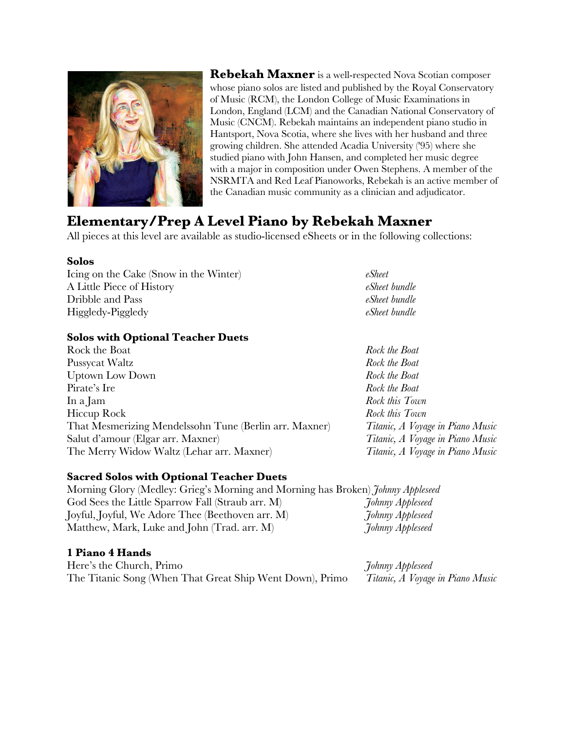**Rebekah Maxner** is a well-respected Nova Scotian composer whose piano solos are listed and published by the Royal Conservatory of Music (RCM), the London College of Music Examinations in London, England (LCM) and the Canadian National Conservatory of Music (CNCM). Rebekah maintains an independent piano studio in Hantsport, Nova Scotia, where she lives with her husband and three growing children. She attended Acadia University ('95) where she studied piano with John Hansen, and completed her music degree with a major in composition under Owen Stephens. A member of the NSRMTA and Red Leaf Pianoworks, Rebekah is an active member of the Canadian music community as a clinician and adjudicator.

## Elementary/Prep A Level Piano by Rebekah Maxner

All pieces at this level are available as studio-licensed eSheets or in the following collections:

### Solos

| | |
|---|---|
| Icing on the Cake (Snow in the Winter) | *eSheet* |
| A Little Piece of History | *eSheet bundle* |
| Dribble and Pass | *eSheet bundle* |
| Higgledy-Piggledy | *eSheet bundle* |

### Solos with Optional Teacher Duets

| | |
|---|---|
| Rock the Boat | *Rock the Boat* |
| Pussycat Waltz | *Rock the Boat* |
| Uptown Low Down | *Rock the Boat* |
| Pirate's Ire | *Rock the Boat* |
| In a Jam | *Rock this Town* |
| Hiccup Rock | *Rock this Town* |
| That Mesmerizing Mendelssohn Tune (Berlin arr. Maxner) | *Titanic, A Voyage in Piano Music* |
| Salut d'amour (Elgar arr. Maxner) | *Titanic, A Voyage in Piano Music* |
| The Merry Widow Waltz (Lehar arr. Maxner) | *Titanic, A Voyage in Piano Music* |

### Sacred Solos with Optional Teacher Duets

| | |
|---|---|
| Morning Glory (Medley: Grieg's Morning and Morning has Broken) | *Johnny Appleseed* |
| God Sees the Little Sparrow Fall (Straub arr. M) | *Johnny Appleseed* |
| Joyful, Joyful, We Adore Thee (Beethoven arr. M) | *Johnny Appleseed* |
| Matthew, Mark, Luke and John (Trad. arr. M) | *Johnny Appleseed* |

### 1 Piano 4 Hands

| | |
|---|---|
| Here's the Church, Primo | *Johnny Appleseed* |
| The Titanic Song (When That Great Ship Went Down), Primo | *Titanic, A Voyage in Piano Music* |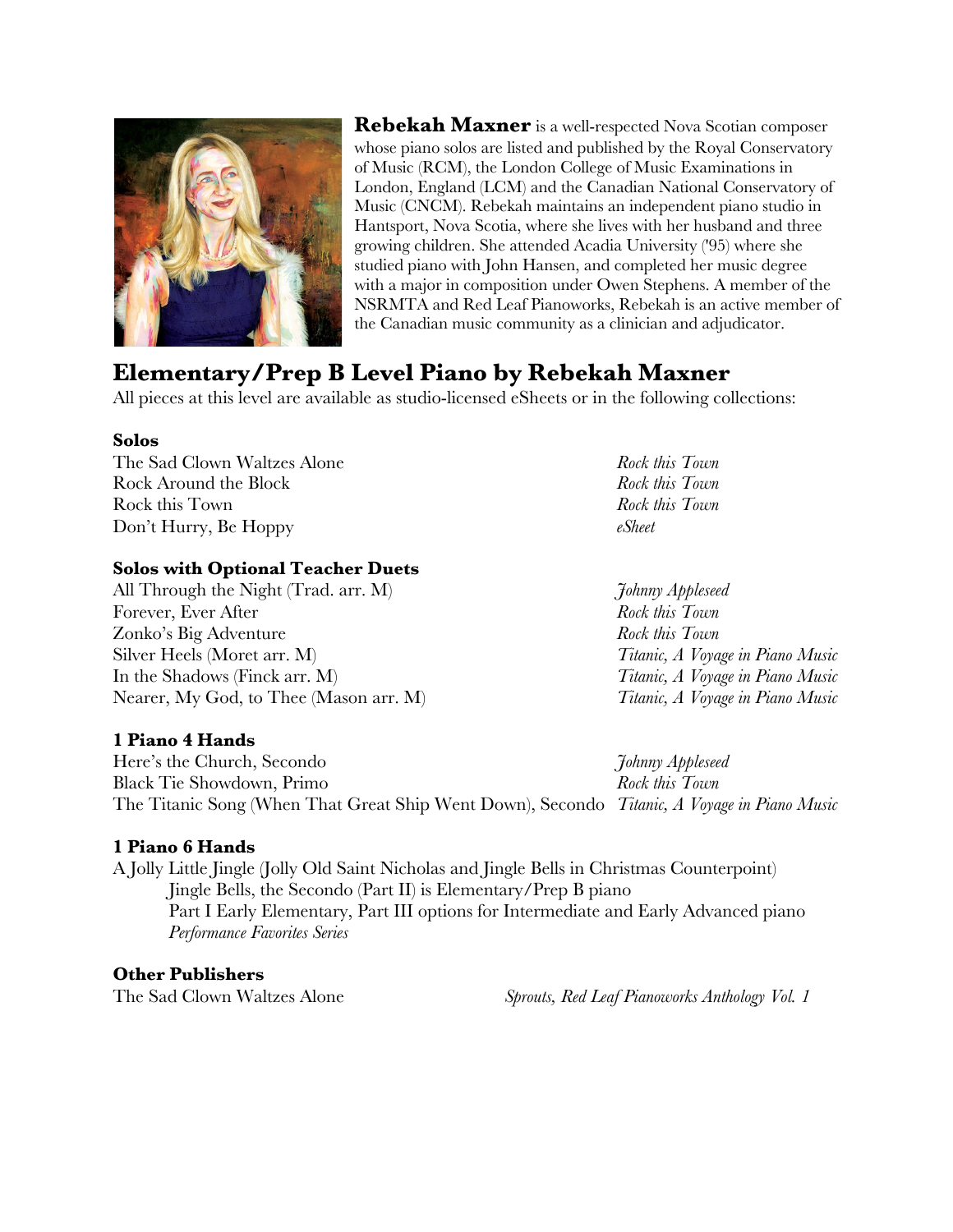**Rebekah Maxner** is a well-respected Nova Scotian composer whose piano solos are listed and published by the Royal Conservatory of Music (RCM), the London College of Music Examinations in London, England (LCM) and the Canadian National Conservatory of Music (CNCM). Rebekah maintains an independent piano studio in Hantsport, Nova Scotia, where she lives with her husband and three growing children. She attended Acadia University ('95) where she studied piano with John Hansen, and completed her music degree with a major in composition under Owen Stephens. A member of the NSRMTA and Red Leaf Pianoworks, Rebekah is an active member of the Canadian music community as a clinician and adjudicator.

## Elementary/Prep B Level Piano by Rebekah Maxner

All pieces at this level are available as studio-licensed eSheets or in the following collections:

### Solos

| | |
|---|---|
| The Sad Clown Waltzes Alone | *Rock this Town* |
| Rock Around the Block | *Rock this Town* |
| Rock this Town | *Rock this Town* |
| Don't Hurry, Be Hoppy | *eSheet* |

### Solos with Optional Teacher Duets

| | |
|---|---|
| All Through the Night (Trad. arr. M) | *Johnny Appleseed* |
| Forever, Ever After | *Rock this Town* |
| Zonko's Big Adventure | *Rock this Town* |
| Silver Heels (Moret arr. M) | *Titanic, A Voyage in Piano Music* |
| In the Shadows (Finck arr. M) | *Titanic, A Voyage in Piano Music* |
| Nearer, My God, to Thee (Mason arr. M) | *Titanic, A Voyage in Piano Music* |

### 1 Piano 4 Hands

| | |
|---|---|
| Here's the Church, Secondo | *Johnny Appleseed* |
| Black Tie Showdown, Primo | *Rock this Town* |
| The Titanic Song (When That Great Ship Went Down), Secondo | *Titanic, A Voyage in Piano Music* |

### 1 Piano 6 Hands

A Jolly Little Jingle (Jolly Old Saint Nicholas and Jingle Bells in Christmas Counterpoint)
  Jingle Bells, the Secondo (Part II) is Elementary/Prep B piano
  Part I Early Elementary, Part III options for Intermediate and Early Advanced piano
  *Performance Favorites Series*

### Other Publishers

| | |
|---|---|
| The Sad Clown Waltzes Alone | *Sprouts, Red Leaf Pianoworks Anthology Vol. 1* |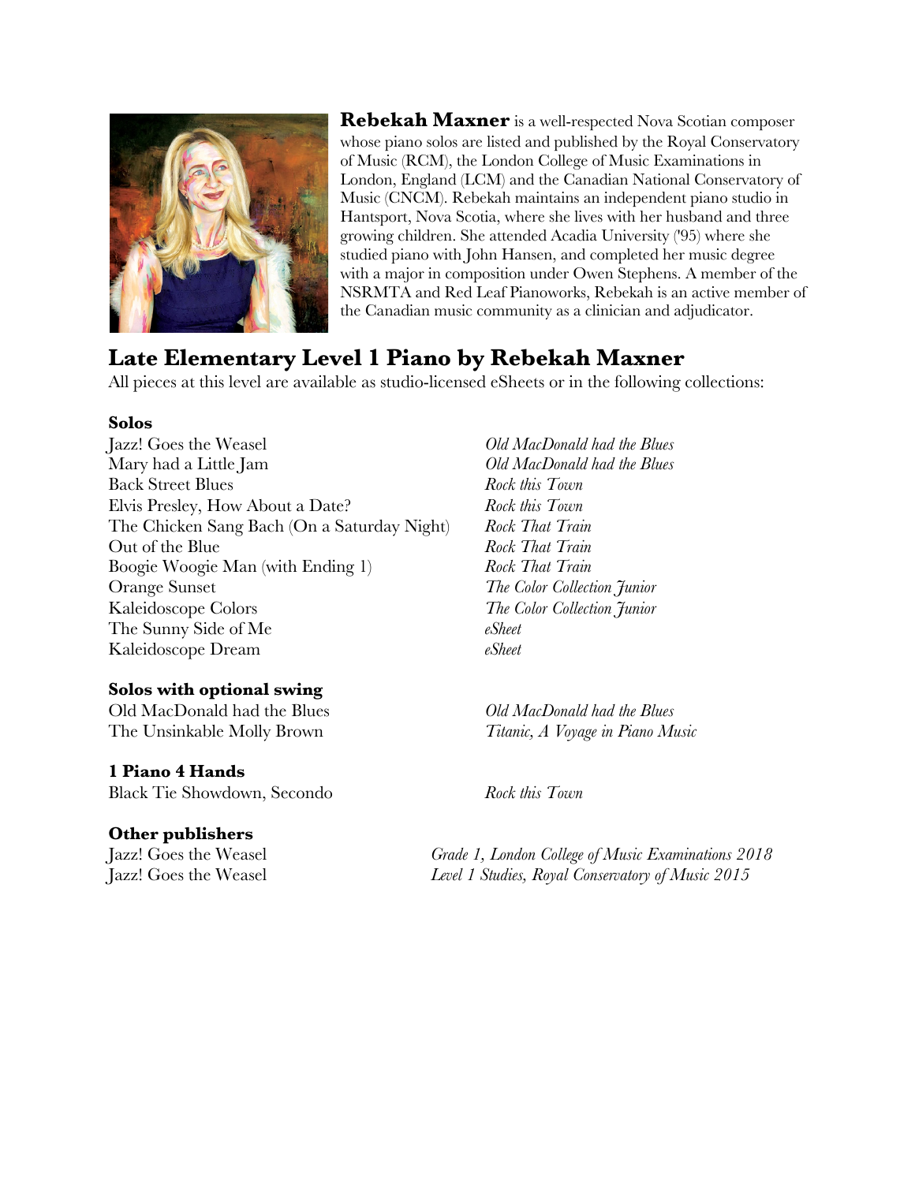**Rebekah Maxner** is a well-respected Nova Scotian composer whose piano solos are listed and published by the Royal Conservatory of Music (RCM), the London College of Music Examinations in London, England (LCM) and the Canadian National Conservatory of Music (CNCM). Rebekah maintains an independent piano studio in Hantsport, Nova Scotia, where she lives with her husband and three growing children. She attended Acadia University ('95) where she studied piano with John Hansen, and completed her music degree with a major in composition under Owen Stephens. A member of the NSRMTA and Red Leaf Pianoworks, Rebekah is an active member of the Canadian music community as a clinician and adjudicator.

## Late Elementary Level 1 Piano by Rebekah Maxner

All pieces at this level are available as studio-licensed eSheets or in the following collections:

### Solos

| | |
|---|---|
| Jazz! Goes the Weasel | *Old MacDonald had the Blues* |
| Mary had a Little Jam | *Old MacDonald had the Blues* |
| Back Street Blues | *Rock this Town* |
| Elvis Presley, How About a Date? | *Rock this Town* |
| The Chicken Sang Bach (On a Saturday Night) | *Rock That Train* |
| Out of the Blue | *Rock That Train* |
| Boogie Woogie Man (with Ending 1) | *Rock That Train* |
| Orange Sunset | *The Color Collection Junior* |
| Kaleidoscope Colors | *The Color Collection Junior* |
| The Sunny Side of Me | *eSheet* |
| Kaleidoscope Dream | *eSheet* |

### Solos with optional swing

| | |
|---|---|
| Old MacDonald had the Blues | *Old MacDonald had the Blues* |
| The Unsinkable Molly Brown | *Titanic, A Voyage in Piano Music* |

### 1 Piano 4 Hands

| | |
|---|---|
| Black Tie Showdown, Secondo | *Rock this Town* |

### Other publishers

| | |
|---|---|
| Jazz! Goes the Weasel | *Grade 1, London College of Music Examinations 2018* |
| Jazz! Goes the Weasel | *Level 1 Studies, Royal Conservatory of Music 2015* |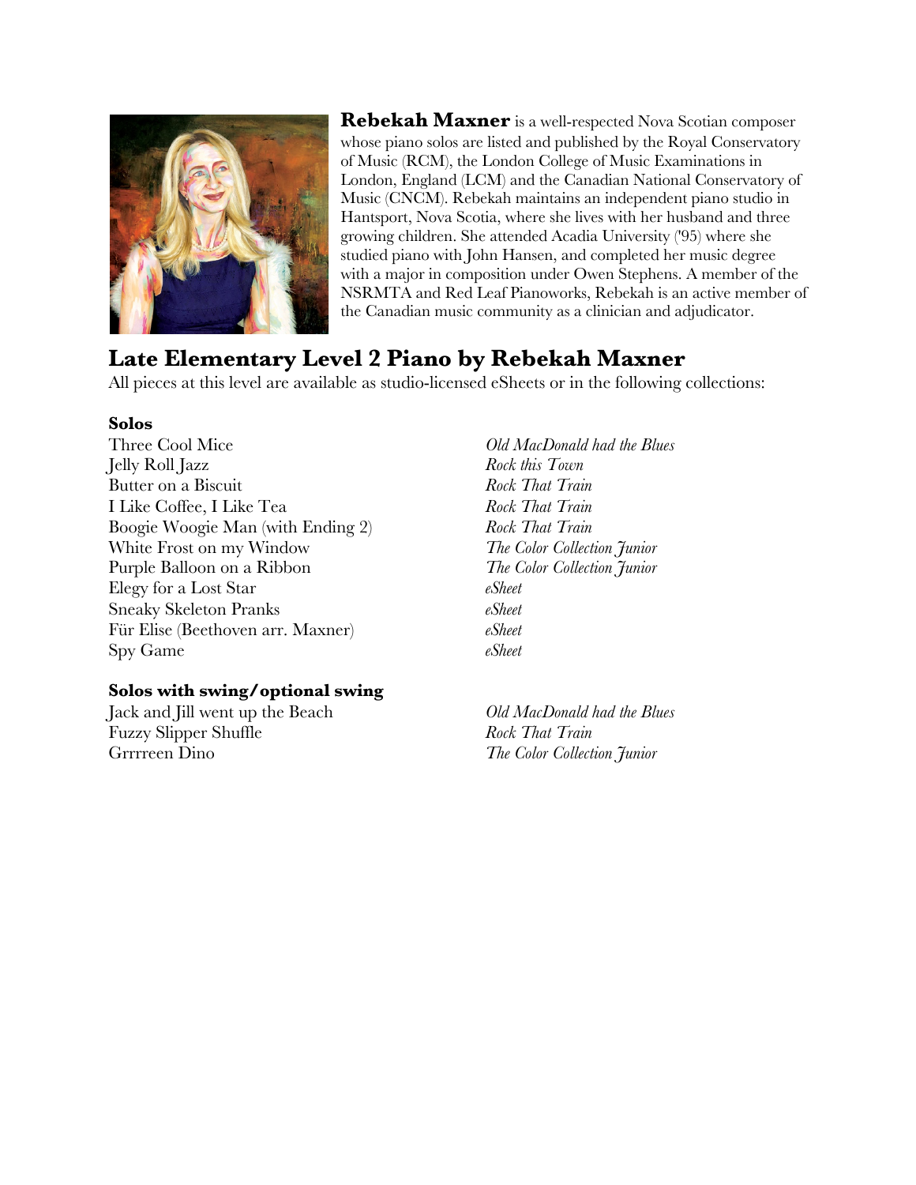**Rebekah Maxner** is a well-respected Nova Scotian composer whose piano solos are listed and published by the Royal Conservatory of Music (RCM), the London College of Music Examinations in London, England (LCM) and the Canadian National Conservatory of Music (CNCM). Rebekah maintains an independent piano studio in Hantsport, Nova Scotia, where she lives with her husband and three growing children. She attended Acadia University ('95) where she studied piano with John Hansen, and completed her music degree with a major in composition under Owen Stephens. A member of the NSRMTA and Red Leaf Pianoworks, Rebekah is an active member of the Canadian music community as a clinician and adjudicator.

## Late Elementary Level 2 Piano by Rebekah Maxner

All pieces at this level are available as studio-licensed eSheets or in the following collections:

### Solos

| | |
|---|---|
| Three Cool Mice | *Old MacDonald had the Blues* |
| Jelly Roll Jazz | *Rock this Town* |
| Butter on a Biscuit | *Rock That Train* |
| I Like Coffee, I Like Tea | *Rock That Train* |
| Boogie Woogie Man (with Ending 2) | *Rock That Train* |
| White Frost on my Window | *The Color Collection Junior* |
| Purple Balloon on a Ribbon | *The Color Collection Junior* |
| Elegy for a Lost Star | *eSheet* |
| Sneaky Skeleton Pranks | *eSheet* |
| Für Elise (Beethoven arr. Maxner) | *eSheet* |
| Spy Game | *eSheet* |

### Solos with swing/optional swing

| | |
|---|---|
| Jack and Jill went up the Beach | *Old MacDonald had the Blues* |
| Fuzzy Slipper Shuffle | *Rock That Train* |
| Grrrreen Dino | *The Color Collection Junior* |